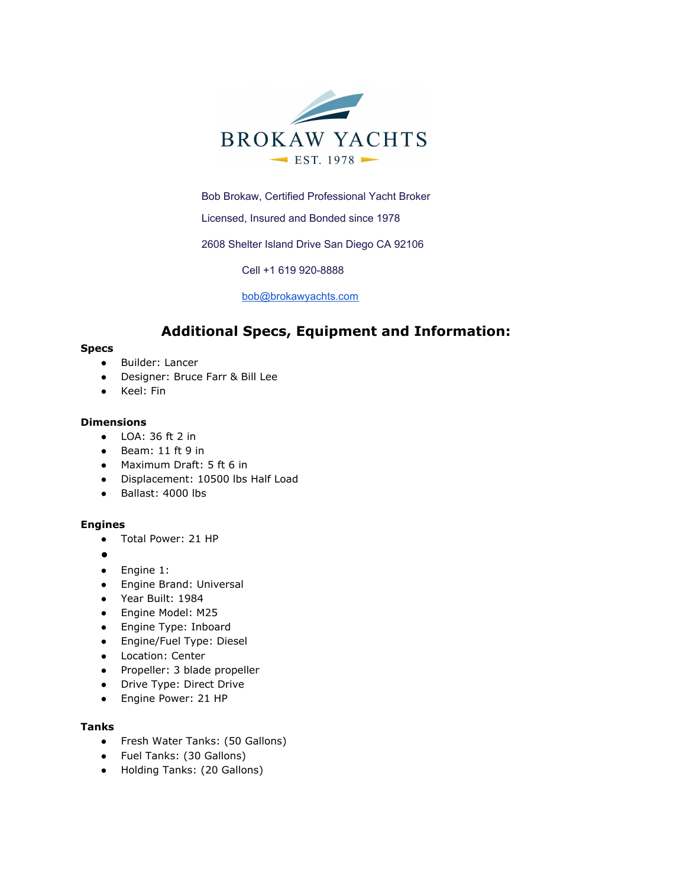BROKAW YACHTS

EST. 1978

Bob Brokaw, Certified Professional Yacht Broker

Licensed, Insured and Bonded since 1978

2608 Shelter Island Drive San Diego CA 92106

Cell +1 619 920-8888

bob@brokawyachts.com

## Additional Specs, Equipment and Information:

**Specs**

- Builder: Lancer
- Designer: Bruce Farr & Bill Lee
- Keel: Fin

**Dimensions**

- LOA: 36 ft 2 in
- Beam: 11 ft 9 in
- Maximum Draft: 5 ft 6 in
- Displacement: 10500 lbs Half Load
- Ballast: 4000 lbs

**Engines**

- Total Power: 21 HP
- 
- Engine 1:
- Engine Brand: Universal
- Year Built: 1984
- Engine Model: M25
- Engine Type: Inboard
- Engine/Fuel Type: Diesel
- Location: Center
- Propeller: 3 blade propeller
- Drive Type: Direct Drive
- Engine Power: 21 HP

**Tanks**

- Fresh Water Tanks: (50 Gallons)
- Fuel Tanks: (30 Gallons)
- Holding Tanks: (20 Gallons)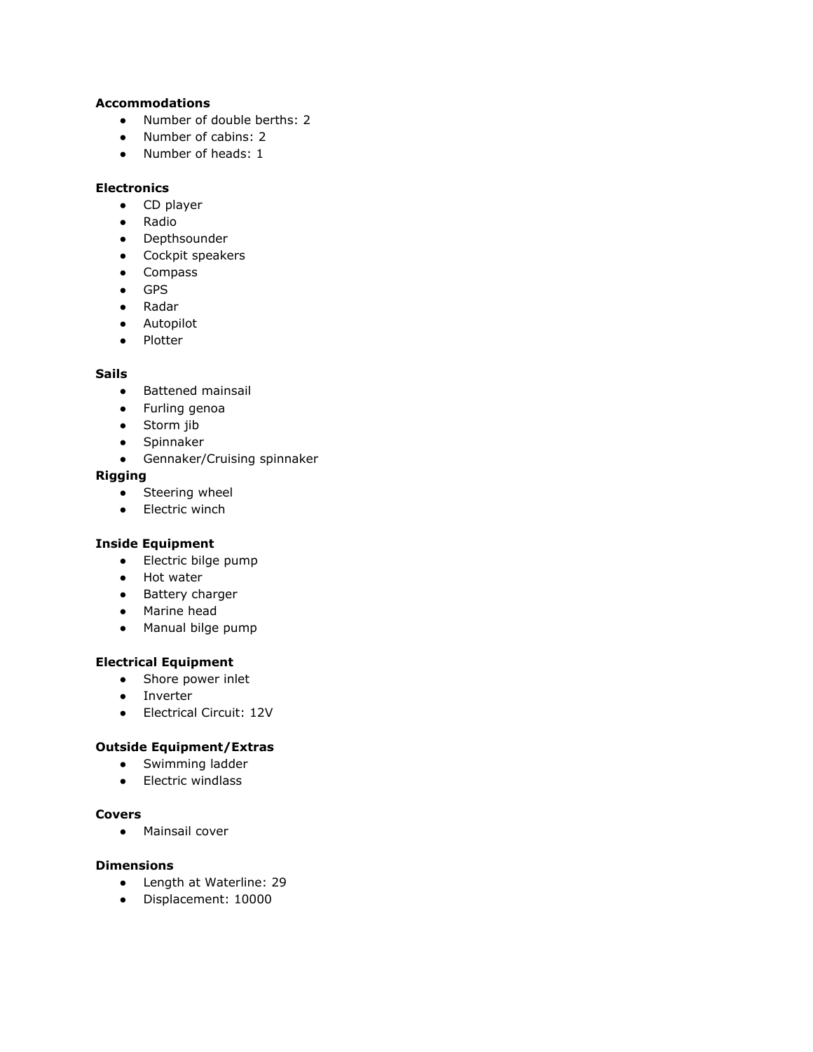**Accommodations**

- Number of double berths: 2
- Number of cabins: 2
- Number of heads: 1

**Electronics**

- CD player
- Radio
- Depthsounder
- Cockpit speakers
- Compass
- GPS
- Radar
- Autopilot
- Plotter

**Sails**

- Battened mainsail
- Furling genoa
- Storm jib
- Spinnaker
- Gennaker/Cruising spinnaker

**Rigging**

- Steering wheel
- Electric winch

**Inside Equipment**

- Electric bilge pump
- Hot water
- Battery charger
- Marine head
- Manual bilge pump

**Electrical Equipment**

- Shore power inlet
- Inverter
- Electrical Circuit: 12V

**Outside Equipment/Extras**

- Swimming ladder
- Electric windlass

**Covers**

- Mainsail cover

**Dimensions**

- Length at Waterline: 29
- Displacement: 10000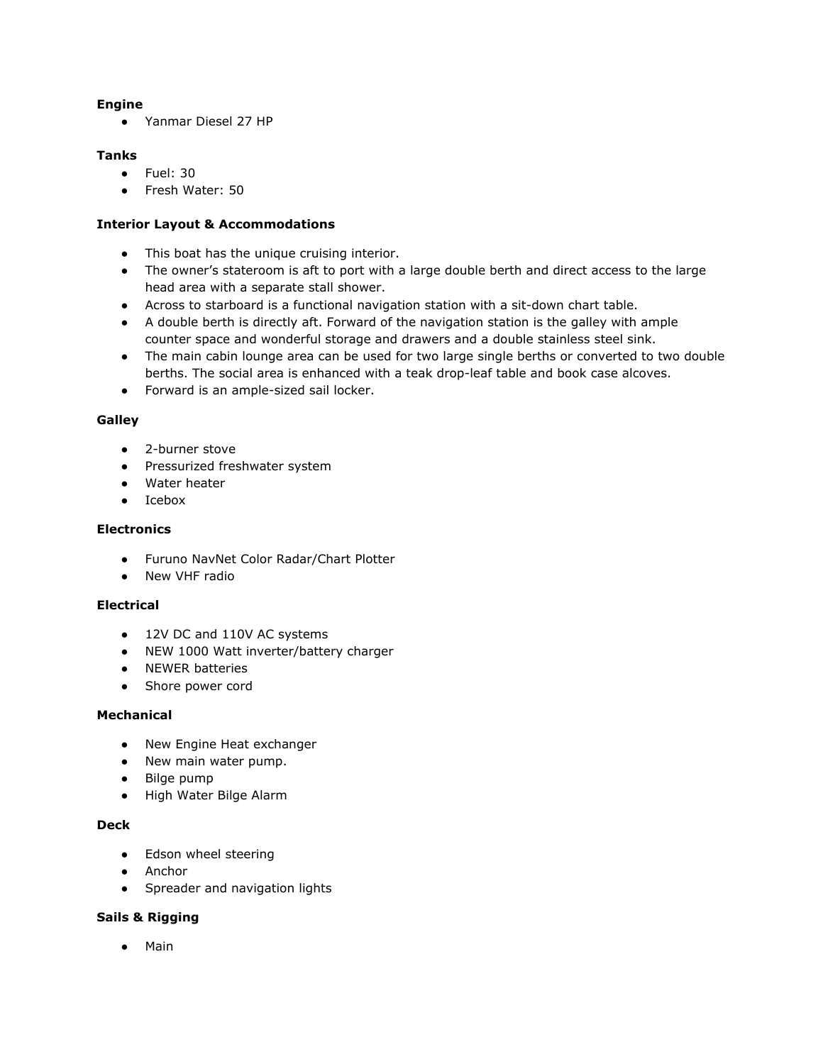**Engine**

- Yanmar Diesel 27 HP

**Tanks**

- Fuel: 30
- Fresh Water: 50

**Interior Layout & Accommodations**

- This boat has the unique cruising interior.
- The owner's stateroom is aft to port with a large double berth and direct access to the large head area with a separate stall shower.
- Across to starboard is a functional navigation station with a sit-down chart table.
- A double berth is directly aft. Forward of the navigation station is the galley with ample counter space and wonderful storage and drawers and a double stainless steel sink.
- The main cabin lounge area can be used for two large single berths or converted to two double berths. The social area is enhanced with a teak drop-leaf table and book case alcoves.
- Forward is an ample-sized sail locker.

**Galley**

- 2-burner stove
- Pressurized freshwater system
- Water heater
- Icebox

**Electronics**

- Furuno NavNet Color Radar/Chart Plotter
- New VHF radio

**Electrical**

- 12V DC and 110V AC systems
- NEW 1000 Watt inverter/battery charger
- NEWER batteries
- Shore power cord

**Mechanical**

- New Engine Heat exchanger
- New main water pump.
- Bilge pump
- High Water Bilge Alarm

**Deck**

- Edson wheel steering
- Anchor
- Spreader and navigation lights

**Sails & Rigging**

- Main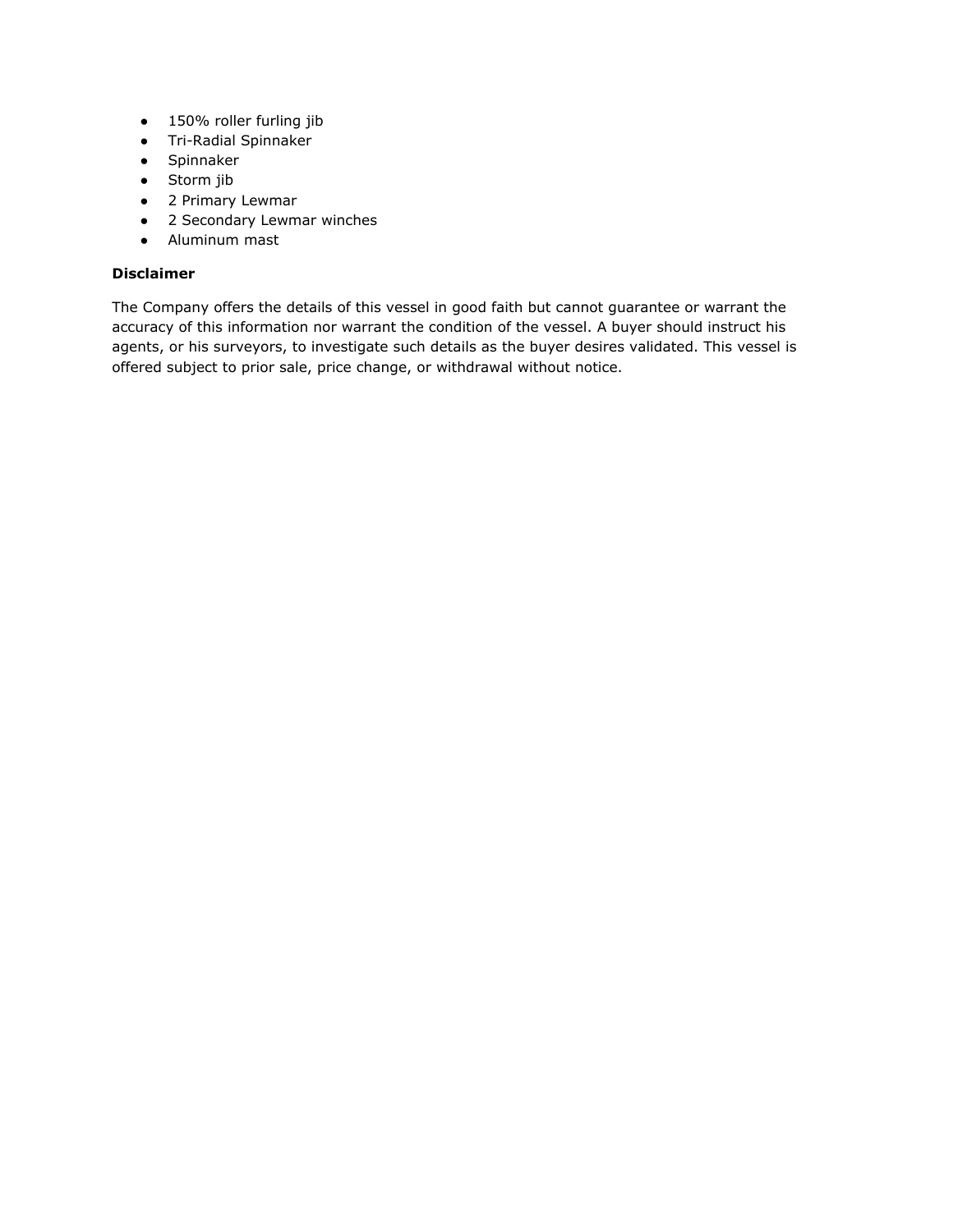- 150% roller furling jib
- Tri-Radial Spinnaker
- Spinnaker
- Storm jib
- 2 Primary Lewmar
- 2 Secondary Lewmar winches
- Aluminum mast

**Disclaimer**

The Company offers the details of this vessel in good faith but cannot guarantee or warrant the accuracy of this information nor warrant the condition of the vessel. A buyer should instruct his agents, or his surveyors, to investigate such details as the buyer desires validated. This vessel is offered subject to prior sale, price change, or withdrawal without notice.